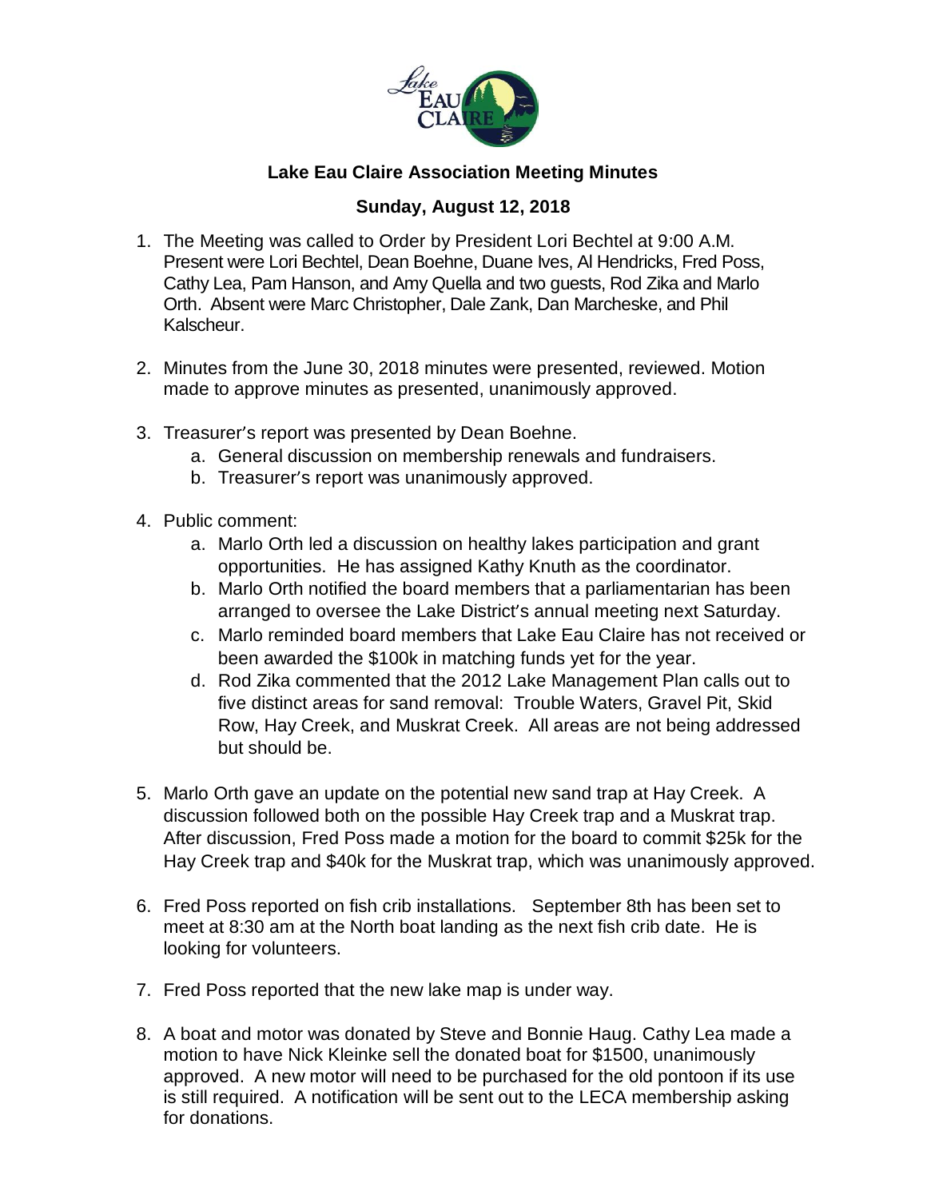# Lake Eau Claire Association Meeting Minutes

## Sunday, August 12, 2018

1. The Meeting was called to Order by President Lori Bechtel at 9:00 A.M. Present were Lori Bechtel, Dean Boehne, Duane Ives, Al Hendricks, Fred Poss, Cathy Lea, Pam Hanson, and Amy Quella and two guests, Rod Zika and Marlo Orth. Absent were Marc Christopher, Dale Zank, Dan Marcheske, and Phil Kalscheur.

2. Minutes from the June 30, 2018 minutes were presented, reviewed. Motion made to approve minutes as presented, unanimously approved.

3. Treasurer's report was presented by Dean Boehne.
   a. General discussion on membership renewals and fundraisers.
   b. Treasurer's report was unanimously approved.

4. Public comment:
   a. Marlo Orth led a discussion on healthy lakes participation and grant opportunities. He has assigned Kathy Knuth as the coordinator.
   b. Marlo Orth notified the board members that a parliamentarian has been arranged to oversee the Lake District's annual meeting next Saturday.
   c. Marlo reminded board members that Lake Eau Claire has not received or been awarded the $100k in matching funds yet for the year.
   d. Rod Zika commented that the 2012 Lake Management Plan calls out to five distinct areas for sand removal: Trouble Waters, Gravel Pit, Skid Row, Hay Creek, and Muskrat Creek. All areas are not being addressed but should be.

5. Marlo Orth gave an update on the potential new sand trap at Hay Creek. A discussion followed both on the possible Hay Creek trap and a Muskrat trap. After discussion, Fred Poss made a motion for the board to commit $25k for the Hay Creek trap and $40k for the Muskrat trap, which was unanimously approved.

6. Fred Poss reported on fish crib installations. September 8th has been set to meet at 8:30 am at the North boat landing as the next fish crib date. He is looking for volunteers.

7. Fred Poss reported that the new lake map is under way.

8. A boat and motor was donated by Steve and Bonnie Haug. Cathy Lea made a motion to have Nick Kleinke sell the donated boat for $1500, unanimously approved. A new motor will need to be purchased for the old pontoon if its use is still required. A notification will be sent out to the LECA membership asking for donations.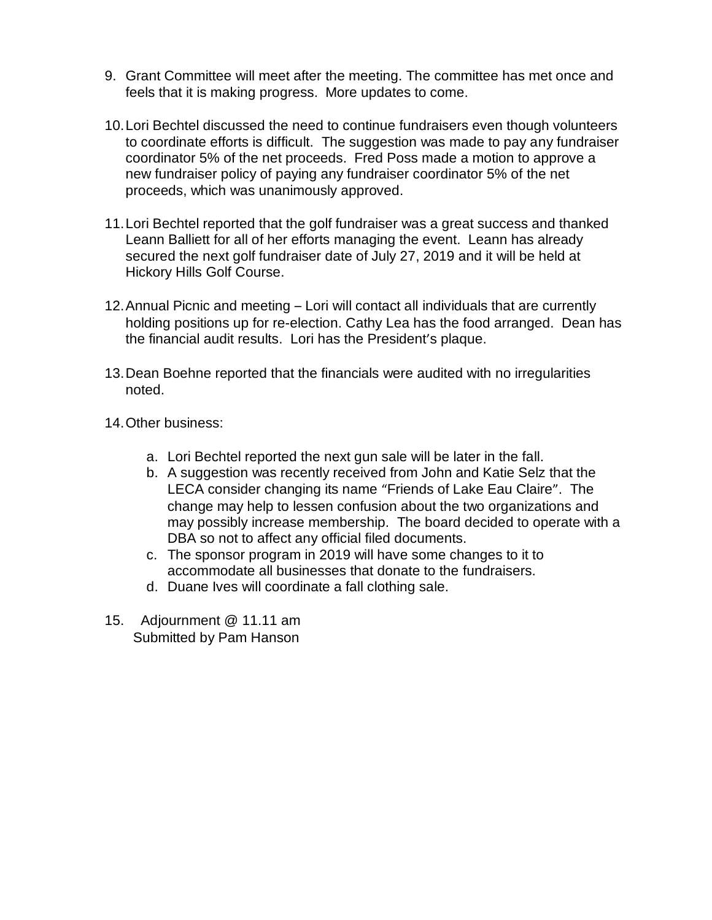9. Grant Committee will meet after the meeting. The committee has met once and feels that it is making progress. More updates to come.

10. Lori Bechtel discussed the need to continue fundraisers even though volunteers to coordinate efforts is difficult. The suggestion was made to pay any fundraiser coordinator 5% of the net proceeds. Fred Poss made a motion to approve a new fundraiser policy of paying any fundraiser coordinator 5% of the net proceeds, which was unanimously approved.

11. Lori Bechtel reported that the golf fundraiser was a great success and thanked Leann Balliett for all of her efforts managing the event. Leann has already secured the next golf fundraiser date of July 27, 2019 and it will be held at Hickory Hills Golf Course.

12. Annual Picnic and meeting – Lori will contact all individuals that are currently holding positions up for re-election. Cathy Lea has the food arranged. Dean has the financial audit results. Lori has the President's plaque.

13. Dean Boehne reported that the financials were audited with no irregularities noted.

14. Other business:

    a. Lori Bechtel reported the next gun sale will be later in the fall.
    b. A suggestion was recently received from John and Katie Selz that the LECA consider changing its name "Friends of Lake Eau Claire". The change may help to lessen confusion about the two organizations and may possibly increase membership. The board decided to operate with a DBA so not to affect any official filed documents.
    c. The sponsor program in 2019 will have some changes to it to accommodate all businesses that donate to the fundraisers.
    d. Duane Ives will coordinate a fall clothing sale.

15. Adjournment @ 11.11 am
    Submitted by Pam Hanson